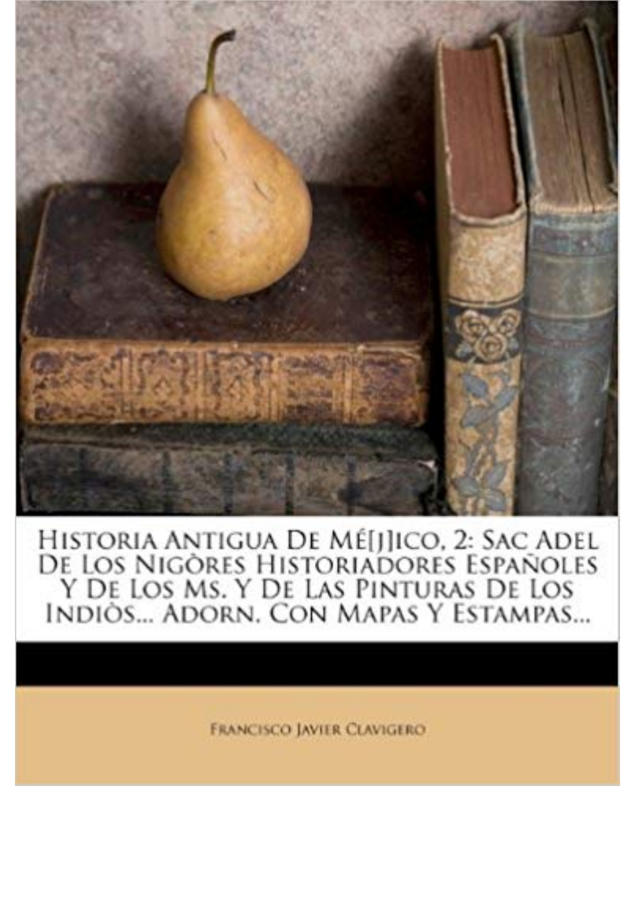# Historia Antigua De Mé[j]ico, 2: Sac Adel De Los Nigòres Historiadores Españoles Y De Los Ms. Y De Las Pinturas De Los Indiòs... Adorn. Con Mapas Y Estampas...

Francisco Javier Clavigero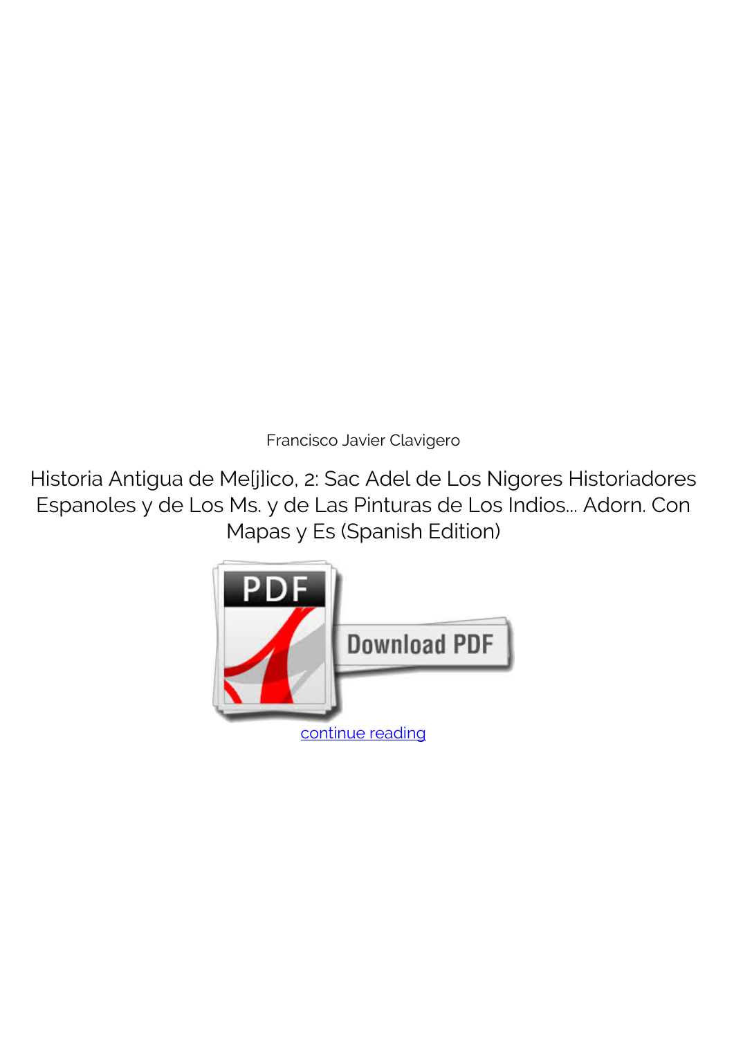Francisco Javier Clavigero

Historia Antigua de Me[j]ico, 2: Sac Adel de Los Nigores Historiadores Espanoles y de Los Ms. y de Las Pinturas de Los Indios... Adorn. Con Mapas y Es (Spanish Edition)

continue reading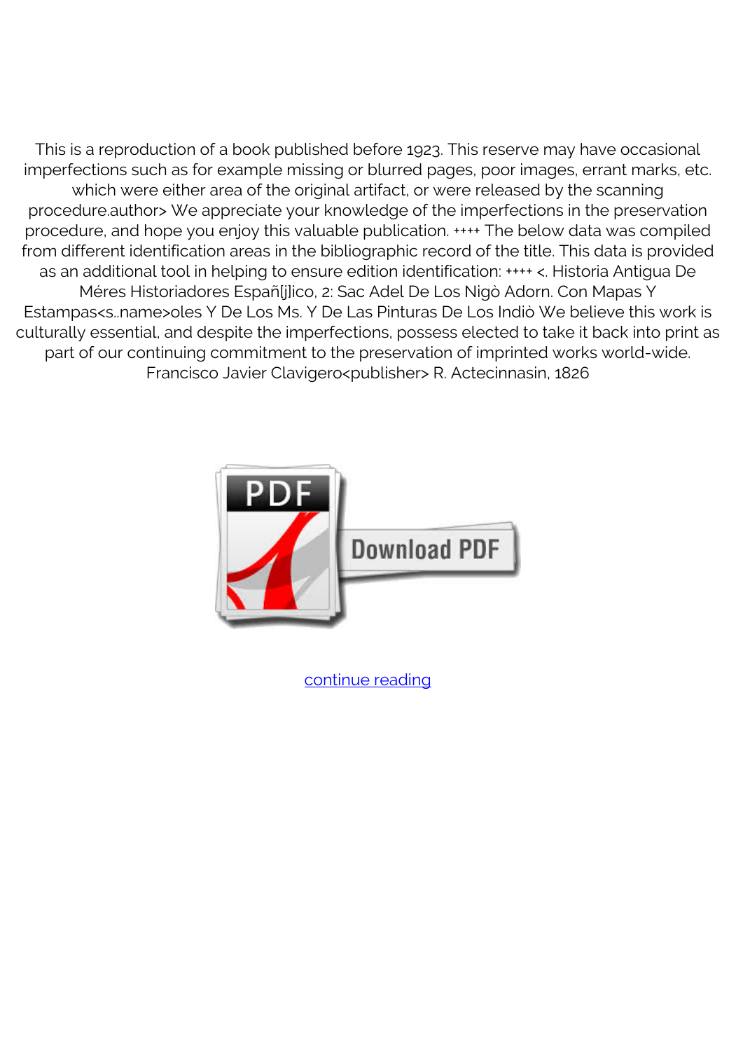This is a reproduction of a book published before 1923. This reserve may have occasional imperfections such as for example missing or blurred pages, poor images, errant marks, etc. which were either area of the original artifact, or were released by the scanning procedure.author> We appreciate your knowledge of the imperfections in the preservation procedure, and hope you enjoy this valuable publication. ++++ The below data was compiled from different identification areas in the bibliographic record of the title. This data is provided as an additional tool in helping to ensure edition identification: ++++ <. Historia Antigua De Méres Historiadores Españ[j]lico, 2: Sac Adel De Los Nigò Adorn. Con Mapas Y Estampas<s..name>oles Y De Los Ms. Y De Las Pinturas De Los Indiò We believe this work is culturally essential, and despite the imperfections, possess elected to take it back into print as part of our continuing commitment to the preservation of imprinted works world-wide. Francisco Javier Clavigero<publisher> R. Actecinnasin, 1826

continue reading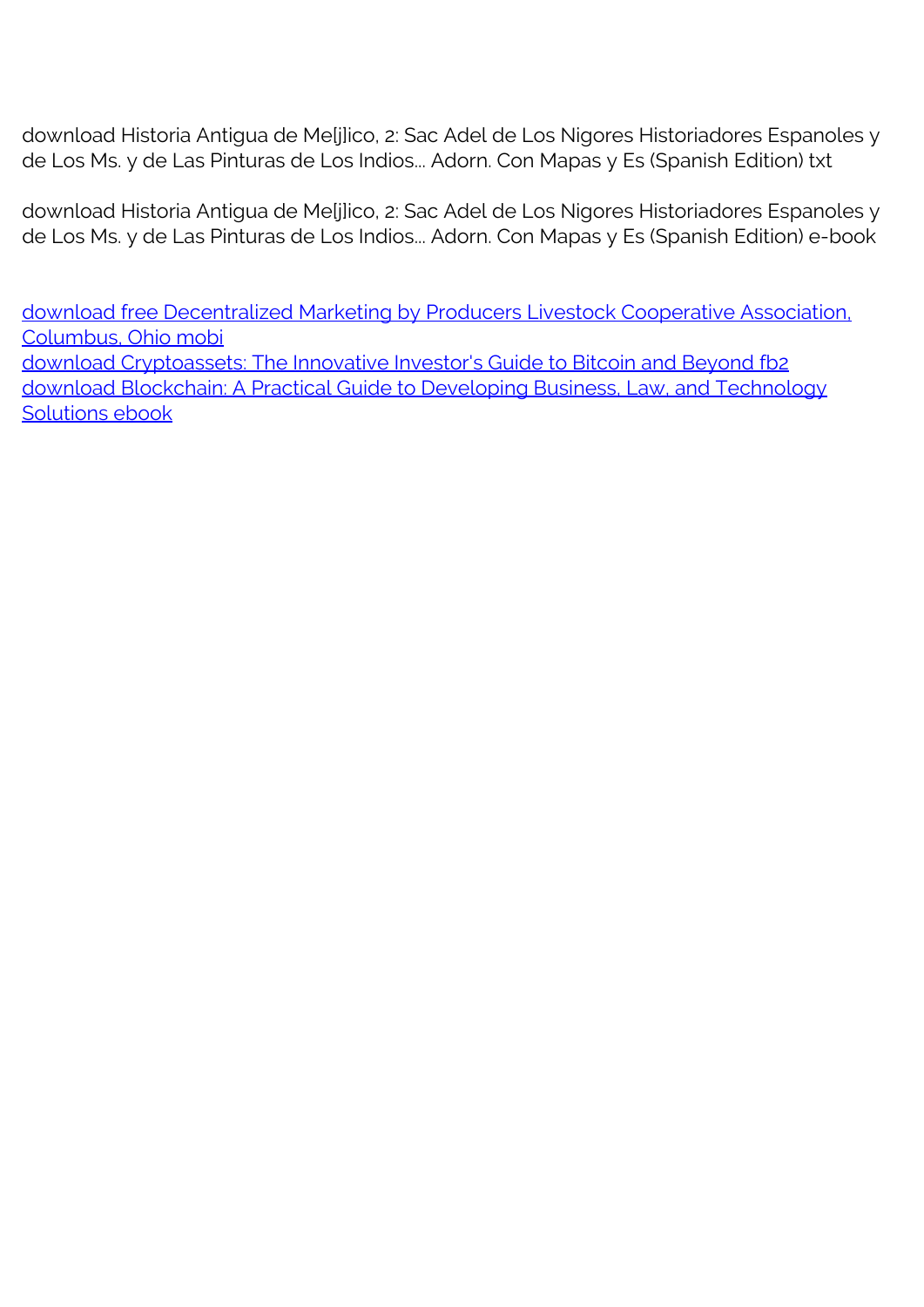download Historia Antigua de Me[j]ico, 2: Sac Adel de Los Nigores Historiadores Espanoles y de Los Ms. y de Las Pinturas de Los Indios... Adorn. Con Mapas y Es (Spanish Edition) txt

download Historia Antigua de Me[j]ico, 2: Sac Adel de Los Nigores Historiadores Espanoles y de Los Ms. y de Las Pinturas de Los Indios... Adorn. Con Mapas y Es (Spanish Edition) e-book

download free Decentralized Marketing by Producers Livestock Cooperative Association, Columbus, Ohio mobi
download Cryptoassets: The Innovative Investor's Guide to Bitcoin and Beyond fb2
download Blockchain: A Practical Guide to Developing Business, Law, and Technology Solutions ebook